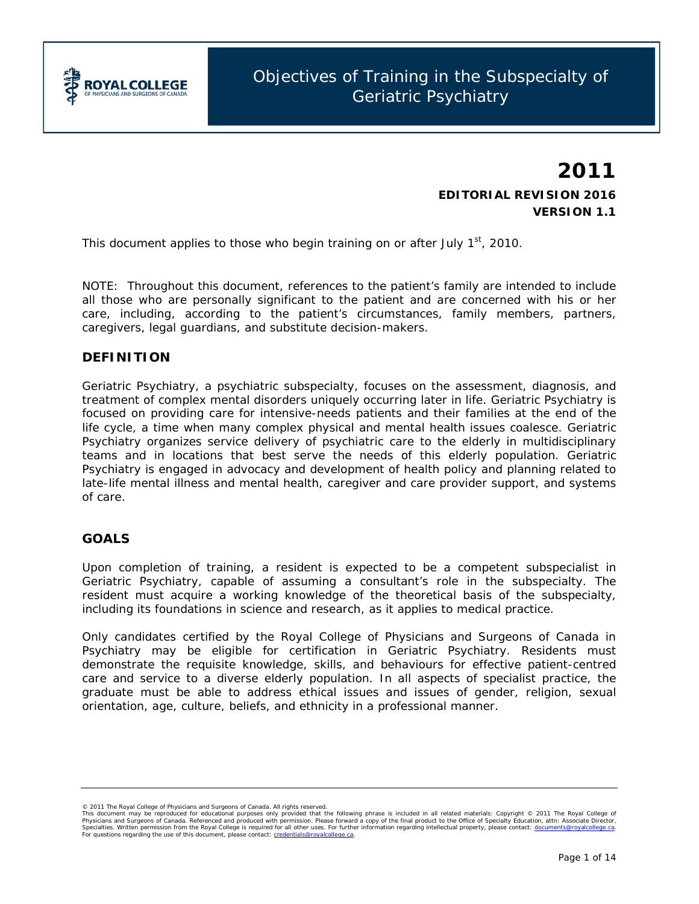# Objectives of Training in the Subspecialty of Geriatric Psychiatry

**2011**

**EDITORIAL REVISION 2016**

**VERSION 1.1**

This document applies to those who begin training on or after July 1st, 2010.

NOTE: Throughout this document, references to the patient's family are intended to include all those who are personally significant to the patient and are concerned with his or her care, including, according to the patient's circumstances, family members, partners, caregivers, legal guardians, and substitute decision-makers.

## DEFINITION

Geriatric Psychiatry, a psychiatric subspecialty, focuses on the assessment, diagnosis, and treatment of complex mental disorders uniquely occurring later in life. Geriatric Psychiatry is focused on providing care for intensive-needs patients and their families at the end of the life cycle, a time when many complex physical and mental health issues coalesce. Geriatric Psychiatry organizes service delivery of psychiatric care to the elderly in multidisciplinary teams and in locations that best serve the needs of this elderly population. Geriatric Psychiatry is engaged in advocacy and development of health policy and planning related to late-life mental illness and mental health, caregiver and care provider support, and systems of care.

## GOALS

Upon completion of training, a resident is expected to be a competent subspecialist in Geriatric Psychiatry, capable of assuming a consultant's role in the subspecialty. The resident must acquire a working knowledge of the theoretical basis of the subspecialty, including its foundations in science and research, as it applies to medical practice.

Only candidates certified by the Royal College of Physicians and Surgeons of Canada in Psychiatry may be eligible for certification in Geriatric Psychiatry. Residents must demonstrate the requisite knowledge, skills, and behaviours for effective patient-centred care and service to a diverse elderly population. In all aspects of specialist practice, the graduate must be able to address ethical issues and issues of gender, religion, sexual orientation, age, culture, beliefs, and ethnicity in a professional manner.

© 2011 The Royal College of Physicians and Surgeons of Canada. All rights reserved.
This document may be reproduced for educational purposes only provided that the following phrase is included in all related materials: Copyright © 2011 The Royal College of Physicians and Surgeons of Canada. Referenced and produced with permission. Please forward a copy of the final product to the Office of Specialty Education, attn: Associate Director, Specialties. Written permission from the Royal College is required for all other uses. For further information regarding intellectual property, please contact: documents@royalcollege.ca. For questions regarding the use of this document, please contact: credentials@royalcollege.ca.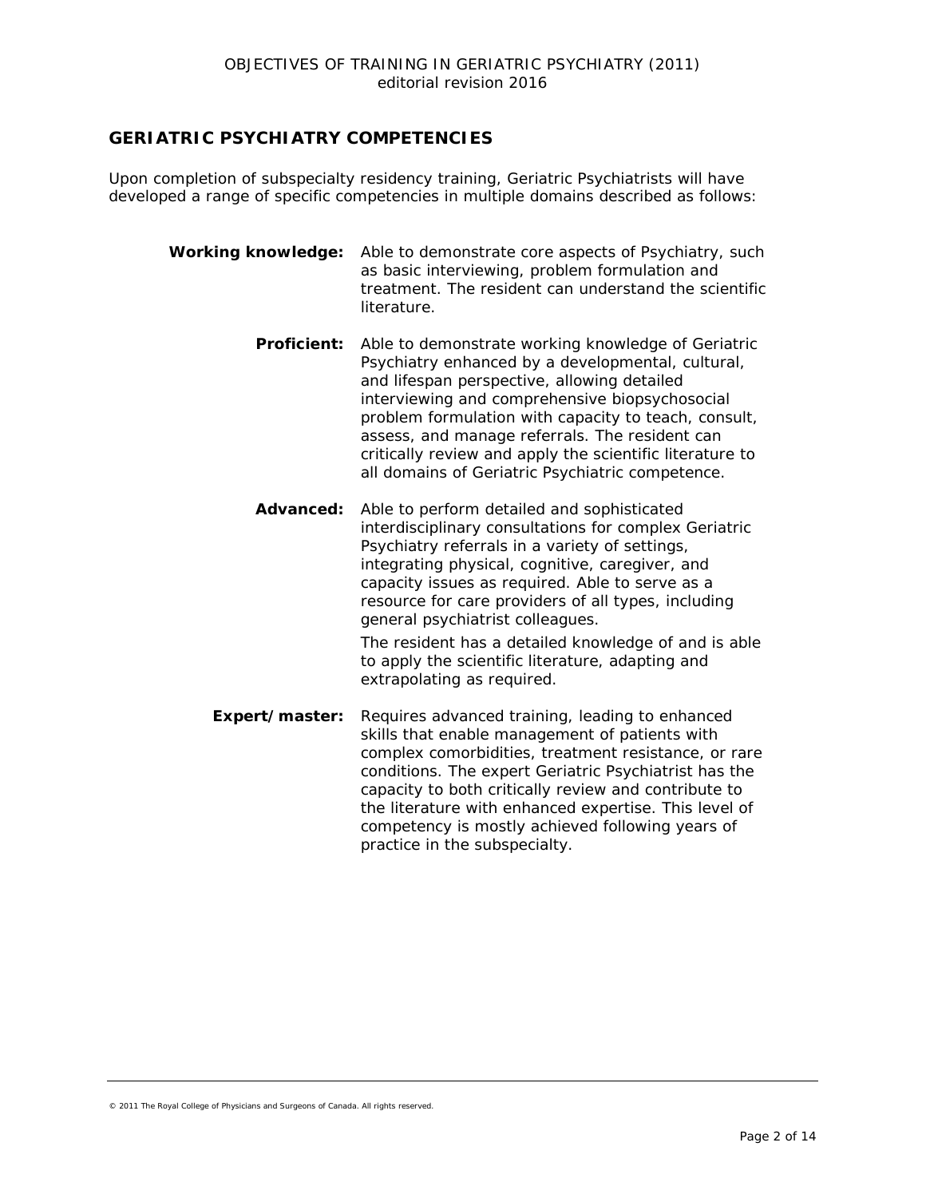## GERIATRIC PSYCHIATRY COMPETENCIES

Upon completion of subspecialty residency training, Geriatric Psychiatrists will have developed a range of specific competencies in multiple domains described as follows:

**Working knowledge:** Able to demonstrate core aspects of Psychiatry, such as basic interviewing, problem formulation and treatment. The resident can understand the scientific literature.

**Proficient:** Able to demonstrate working knowledge of Geriatric Psychiatry enhanced by a developmental, cultural, and lifespan perspective, allowing detailed interviewing and comprehensive biopsychosocial problem formulation with capacity to teach, consult, assess, and manage referrals. The resident can critically review and apply the scientific literature to all domains of Geriatric Psychiatric competence.

**Advanced:** Able to perform detailed and sophisticated interdisciplinary consultations for complex Geriatric Psychiatry referrals in a variety of settings, integrating physical, cognitive, caregiver, and capacity issues as required. Able to serve as a resource for care providers of all types, including general psychiatrist colleagues.

The resident has a detailed knowledge of and is able to apply the scientific literature, adapting and extrapolating as required.

**Expert/master:** Requires advanced training, leading to enhanced skills that enable management of patients with complex comorbidities, treatment resistance, or rare conditions. The expert Geriatric Psychiatrist has the capacity to both critically review and contribute to the literature with enhanced expertise. This level of competency is mostly achieved following years of practice in the subspecialty.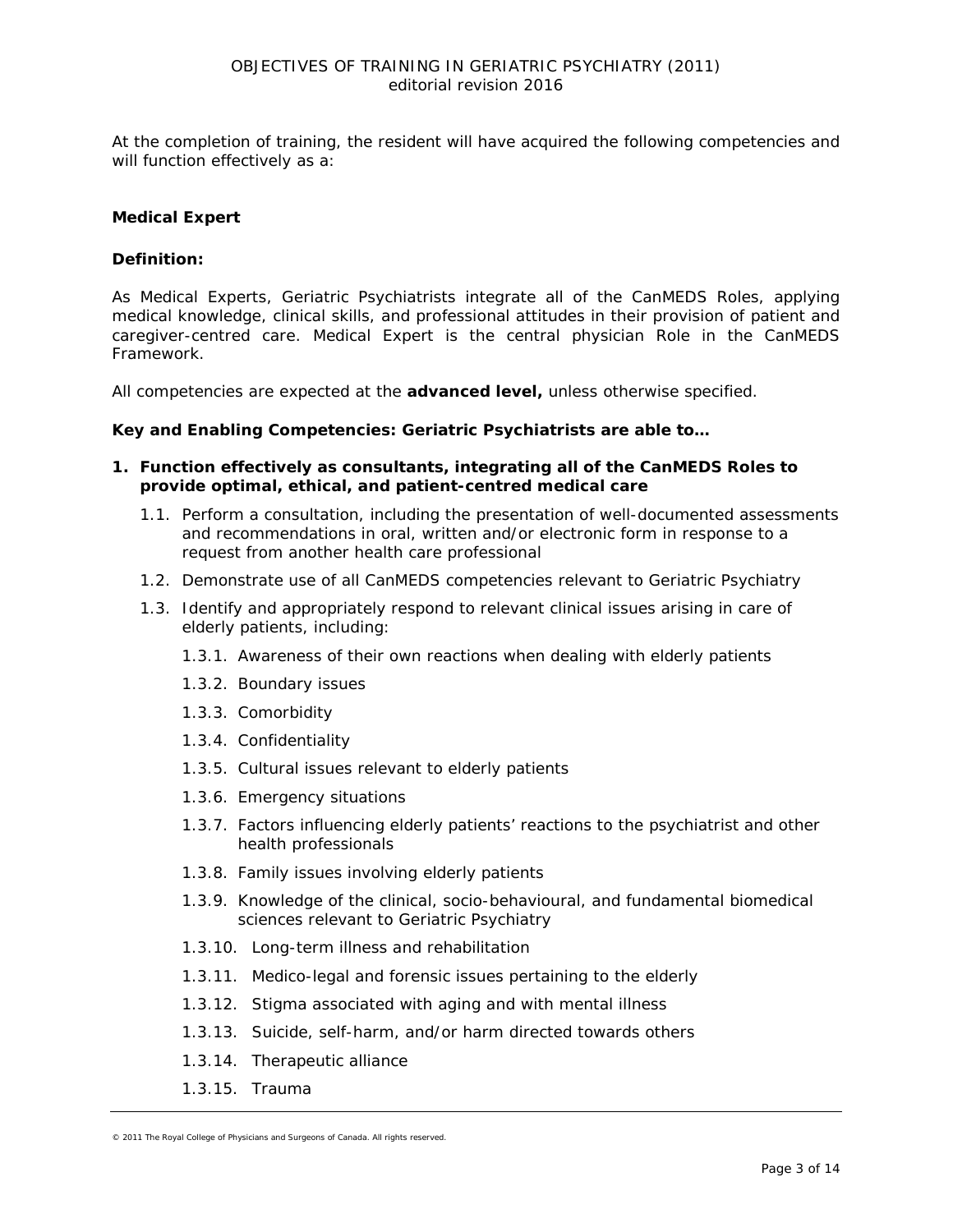At the completion of training, the resident will have acquired the following competencies and will function effectively as a:

## Medical Expert

**Definition:**

As Medical Experts, Geriatric Psychiatrists integrate all of the CanMEDS Roles, applying medical knowledge, clinical skills, and professional attitudes in their provision of patient and caregiver-centred care. Medical Expert is the central physician Role in the CanMEDS Framework.

All competencies are expected at the **advanced level,** unless otherwise specified.

**Key and Enabling Competencies: Geriatric Psychiatrists are able to…**

1. **Function effectively as consultants, integrating all of the CanMEDS Roles to provide optimal, ethical, and patient-centred medical care**
   - 1.1. Perform a consultation, including the presentation of well-documented assessments and recommendations in oral, written and/or electronic form in response to a request from another health care professional
   - 1.2. Demonstrate use of all CanMEDS competencies relevant to Geriatric Psychiatry
   - 1.3. Identify and appropriately respond to relevant clinical issues arising in care of elderly patients, including:
     - 1.3.1. Awareness of their own reactions when dealing with elderly patients
     - 1.3.2. Boundary issues
     - 1.3.3. Comorbidity
     - 1.3.4. Confidentiality
     - 1.3.5. Cultural issues relevant to elderly patients
     - 1.3.6. Emergency situations
     - 1.3.7. Factors influencing elderly patients' reactions to the psychiatrist and other health professionals
     - 1.3.8. Family issues involving elderly patients
     - 1.3.9. Knowledge of the clinical, socio-behavioural, and fundamental biomedical sciences relevant to Geriatric Psychiatry
     - 1.3.10. Long-term illness and rehabilitation
     - 1.3.11. Medico-legal and forensic issues pertaining to the elderly
     - 1.3.12. Stigma associated with aging and with mental illness
     - 1.3.13. Suicide, self-harm, and/or harm directed towards others
     - 1.3.14. Therapeutic alliance
     - 1.3.15. Trauma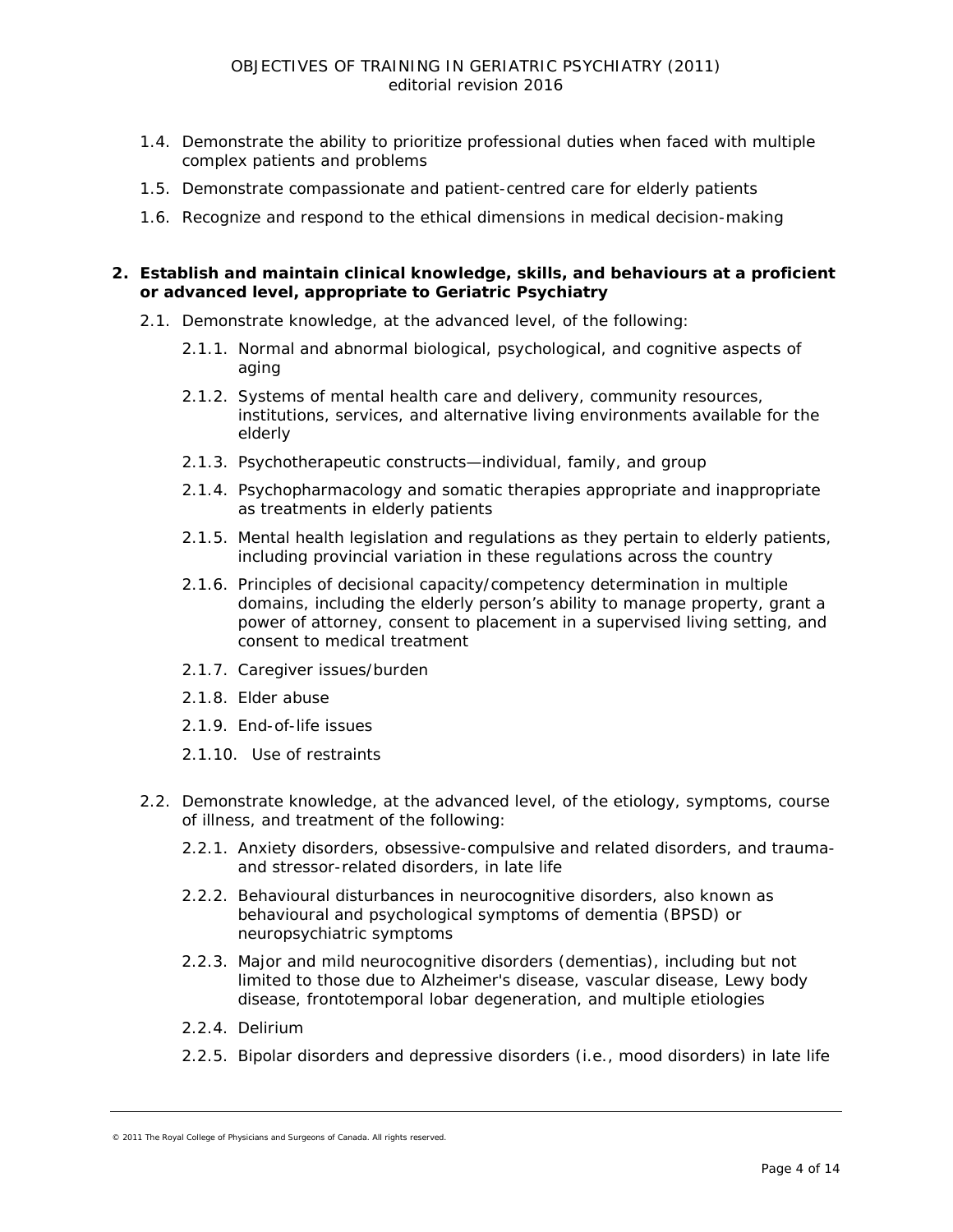1.4. Demonstrate the ability to prioritize professional duties when faced with multiple complex patients and problems

1.5. Demonstrate compassionate and patient-centred care for elderly patients

1.6. Recognize and respond to the ethical dimensions in medical decision-making

**2. Establish and maintain clinical knowledge, skills, and behaviours at a proficient or advanced level, appropriate to Geriatric Psychiatry**

2.1. Demonstrate knowledge, at the advanced level, of the following:

- 2.1.1. Normal and abnormal biological, psychological, and cognitive aspects of aging
- 2.1.2. Systems of mental health care and delivery, community resources, institutions, services, and alternative living environments available for the elderly
- 2.1.3. Psychotherapeutic constructs—individual, family, and group
- 2.1.4. Psychopharmacology and somatic therapies appropriate and inappropriate as treatments in elderly patients
- 2.1.5. Mental health legislation and regulations as they pertain to elderly patients, including provincial variation in these regulations across the country
- 2.1.6. Principles of decisional capacity/competency determination in multiple domains, including the elderly person's ability to manage property, grant a power of attorney, consent to placement in a supervised living setting, and consent to medical treatment
- 2.1.7. Caregiver issues/burden
- 2.1.8. Elder abuse
- 2.1.9. End-of-life issues
- 2.1.10. Use of restraints

2.2. Demonstrate knowledge, at the advanced level, of the etiology, symptoms, course of illness, and treatment of the following:

- 2.2.1. Anxiety disorders, obsessive-compulsive and related disorders, and trauma- and stressor-related disorders, in late life
- 2.2.2. Behavioural disturbances in neurocognitive disorders, also known as behavioural and psychological symptoms of dementia (BPSD) or neuropsychiatric symptoms
- 2.2.3. Major and mild neurocognitive disorders (dementias), including but not limited to those due to Alzheimer's disease, vascular disease, Lewy body disease, frontotemporal lobar degeneration, and multiple etiologies
- 2.2.4. Delirium
- 2.2.5. Bipolar disorders and depressive disorders (i.e., mood disorders) in late life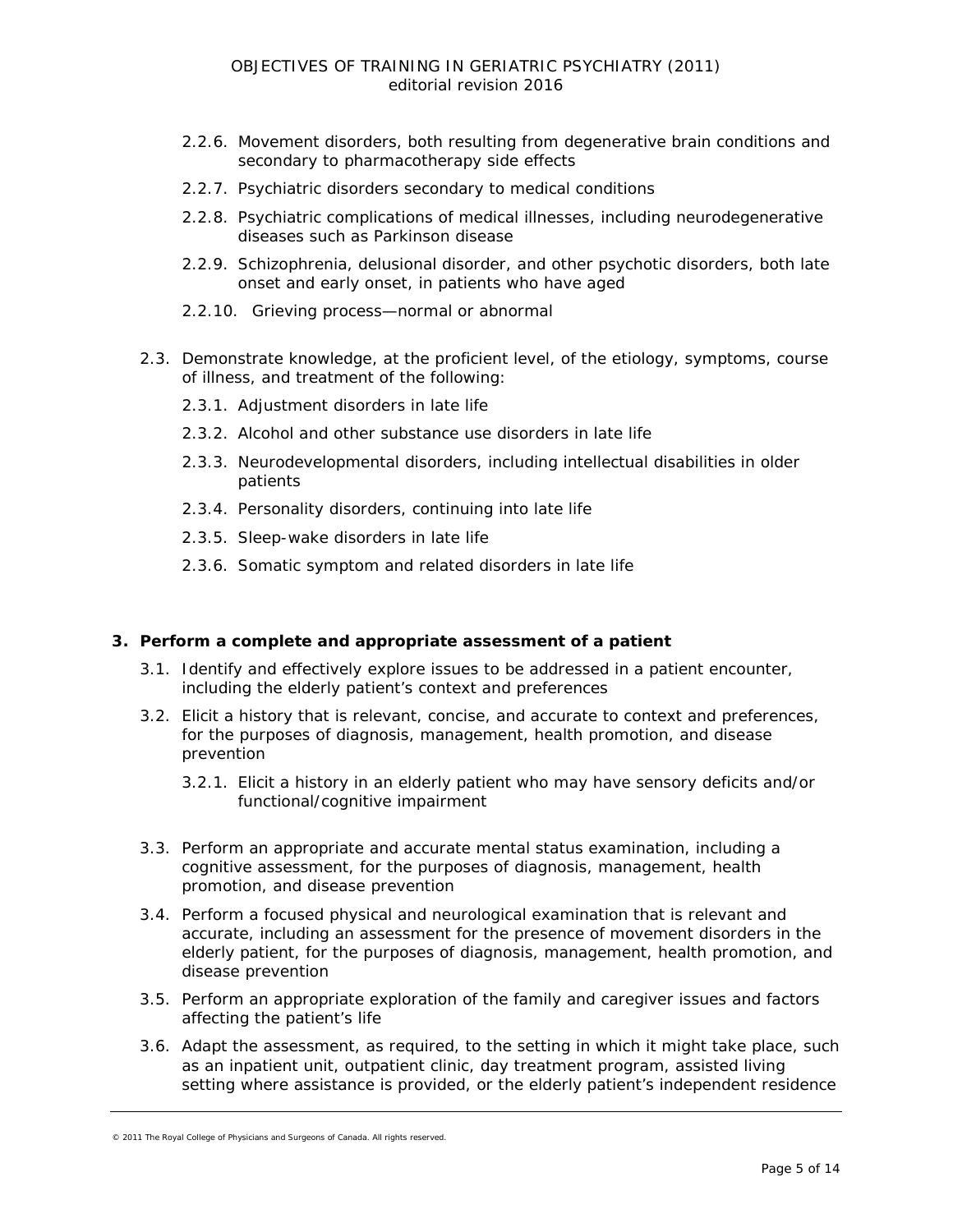- 2.2.6. Movement disorders, both resulting from degenerative brain conditions and secondary to pharmacotherapy side effects
- 2.2.7. Psychiatric disorders secondary to medical conditions
- 2.2.8. Psychiatric complications of medical illnesses, including neurodegenerative diseases such as Parkinson disease
- 2.2.9. Schizophrenia, delusional disorder, and other psychotic disorders, both late onset and early onset, in patients who have aged
- 2.2.10. Grieving process—normal or abnormal

2.3. Demonstrate knowledge, at the proficient level, of the etiology, symptoms, course of illness, and treatment of the following:

- 2.3.1. Adjustment disorders in late life
- 2.3.2. Alcohol and other substance use disorders in late life
- 2.3.3. Neurodevelopmental disorders, including intellectual disabilities in older patients
- 2.3.4. Personality disorders, continuing into late life
- 2.3.5. Sleep-wake disorders in late life
- 2.3.6. Somatic symptom and related disorders in late life

**3. Perform a complete and appropriate assessment of a patient**

3.1. Identify and effectively explore issues to be addressed in a patient encounter, including the elderly patient's context and preferences

3.2. Elicit a history that is relevant, concise, and accurate to context and preferences, for the purposes of diagnosis, management, health promotion, and disease prevention

- 3.2.1. Elicit a history in an elderly patient who may have sensory deficits and/or functional/cognitive impairment

3.3. Perform an appropriate and accurate mental status examination, including a cognitive assessment, for the purposes of diagnosis, management, health promotion, and disease prevention

3.4. Perform a focused physical and neurological examination that is relevant and accurate, including an assessment for the presence of movement disorders in the elderly patient, for the purposes of diagnosis, management, health promotion, and disease prevention

3.5. Perform an appropriate exploration of the family and caregiver issues and factors affecting the patient's life

3.6. Adapt the assessment, as required, to the setting in which it might take place, such as an inpatient unit, outpatient clinic, day treatment program, assisted living setting where assistance is provided, or the elderly patient's independent residence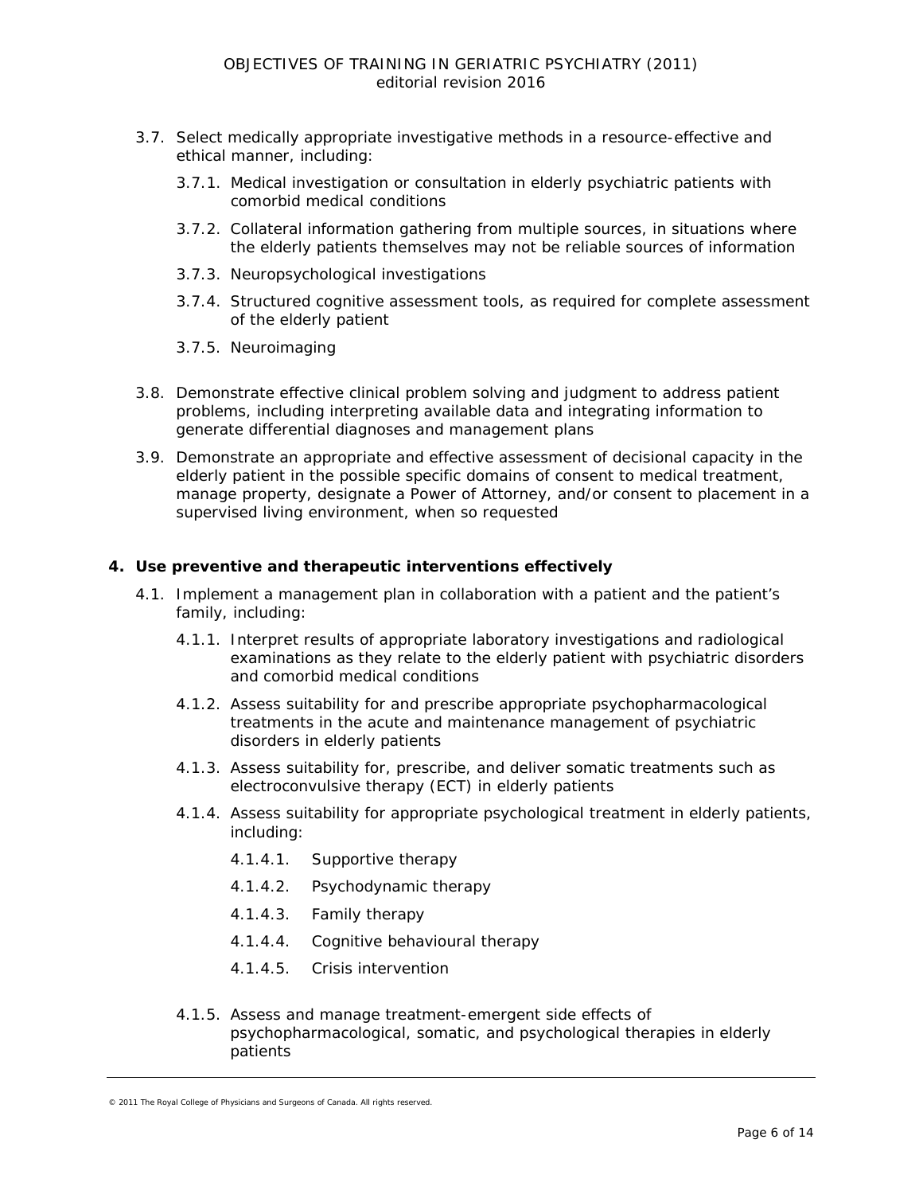- 3.7. Select medically appropriate investigative methods in a resource-effective and ethical manner, including:
  - 3.7.1. Medical investigation or consultation in elderly psychiatric patients with comorbid medical conditions
  - 3.7.2. Collateral information gathering from multiple sources, in situations where the elderly patients themselves may not be reliable sources of information
  - 3.7.3. Neuropsychological investigations
  - 3.7.4. Structured cognitive assessment tools, as required for complete assessment of the elderly patient
  - 3.7.5. Neuroimaging
- 3.8. Demonstrate effective clinical problem solving and judgment to address patient problems, including interpreting available data and integrating information to generate differential diagnoses and management plans
- 3.9. Demonstrate an appropriate and effective assessment of decisional capacity in the elderly patient in the possible specific domains of consent to medical treatment, manage property, designate a Power of Attorney, and/or consent to placement in a supervised living environment, when so requested

**4. Use preventive and therapeutic interventions effectively**

- 4.1. Implement a management plan in collaboration with a patient and the patient's family, including:
  - 4.1.1. Interpret results of appropriate laboratory investigations and radiological examinations as they relate to the elderly patient with psychiatric disorders and comorbid medical conditions
  - 4.1.2. Assess suitability for and prescribe appropriate psychopharmacological treatments in the acute and maintenance management of psychiatric disorders in elderly patients
  - 4.1.3. Assess suitability for, prescribe, and deliver somatic treatments such as electroconvulsive therapy (ECT) in elderly patients
  - 4.1.4. Assess suitability for appropriate psychological treatment in elderly patients, including:
    - 4.1.4.1. Supportive therapy
    - 4.1.4.2. Psychodynamic therapy
    - 4.1.4.3. Family therapy
    - 4.1.4.4. Cognitive behavioural therapy
    - 4.1.4.5. Crisis intervention
  - 4.1.5. Assess and manage treatment-emergent side effects of psychopharmacological, somatic, and psychological therapies in elderly patients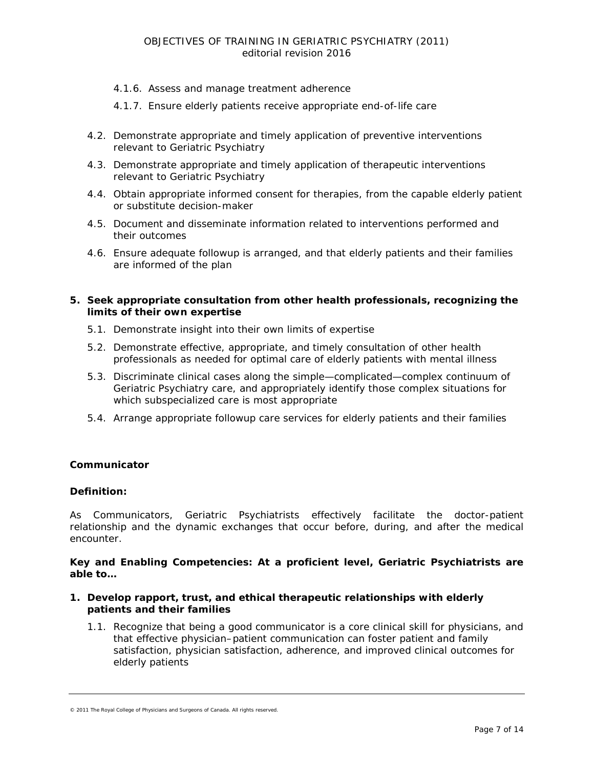- 4.1.6. Assess and manage treatment adherence
- 4.1.7. Ensure elderly patients receive appropriate end-of-life care

- 4.2. Demonstrate appropriate and timely application of preventive interventions relevant to Geriatric Psychiatry
- 4.3. Demonstrate appropriate and timely application of therapeutic interventions relevant to Geriatric Psychiatry
- 4.4. Obtain appropriate informed consent for therapies, from the capable elderly patient or substitute decision-maker
- 4.5. Document and disseminate information related to interventions performed and their outcomes
- 4.6. Ensure adequate followup is arranged, and that elderly patients and their families are informed of the plan

**5. Seek appropriate consultation from other health professionals, recognizing the limits of their own expertise**

- 5.1. Demonstrate insight into their own limits of expertise
- 5.2. Demonstrate effective, appropriate, and timely consultation of other health professionals as needed for optimal care of elderly patients with mental illness
- 5.3. Discriminate clinical cases along the simple—complicated—complex continuum of Geriatric Psychiatry care, and appropriately identify those complex situations for which subspecialized care is most appropriate
- 5.4. Arrange appropriate followup care services for elderly patients and their families

## Communicator

**Definition:**

As Communicators, Geriatric Psychiatrists effectively facilitate the doctor-patient relationship and the dynamic exchanges that occur before, during, and after the medical encounter.

**Key and Enabling Competencies: At a proficient level, Geriatric Psychiatrists are able to…**

**1. Develop rapport, trust, and ethical therapeutic relationships with elderly patients and their families**

- 1.1. Recognize that being a good communicator is a core clinical skill for physicians, and that effective physician–patient communication can foster patient and family satisfaction, physician satisfaction, adherence, and improved clinical outcomes for elderly patients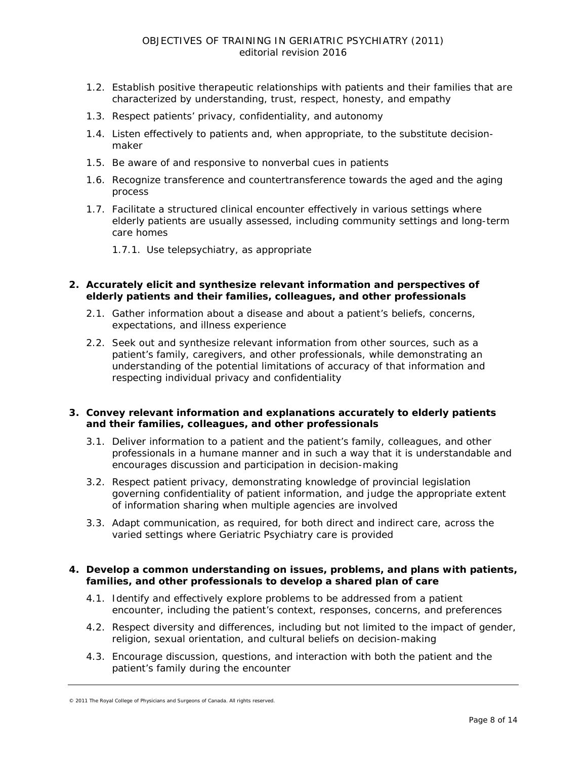1.2. Establish positive therapeutic relationships with patients and their families that are characterized by understanding, trust, respect, honesty, and empathy

1.3. Respect patients' privacy, confidentiality, and autonomy

1.4. Listen effectively to patients and, when appropriate, to the substitute decision-maker

1.5. Be aware of and responsive to nonverbal cues in patients

1.6. Recognize transference and countertransference towards the aged and the aging process

1.7. Facilitate a structured clinical encounter effectively in various settings where elderly patients are usually assessed, including community settings and long-term care homes

   1.7.1. Use telepsychiatry, as appropriate

**2. Accurately elicit and synthesize relevant information and perspectives of elderly patients and their families, colleagues, and other professionals**

2.1. Gather information about a disease and about a patient's beliefs, concerns, expectations, and illness experience

2.2. Seek out and synthesize relevant information from other sources, such as a patient's family, caregivers, and other professionals, while demonstrating an understanding of the potential limitations of accuracy of that information and respecting individual privacy and confidentiality

**3. Convey relevant information and explanations accurately to elderly patients and their families, colleagues, and other professionals**

3.1. Deliver information to a patient and the patient's family, colleagues, and other professionals in a humane manner and in such a way that it is understandable and encourages discussion and participation in decision-making

3.2. Respect patient privacy, demonstrating knowledge of provincial legislation governing confidentiality of patient information, and judge the appropriate extent of information sharing when multiple agencies are involved

3.3. Adapt communication, as required, for both direct and indirect care, across the varied settings where Geriatric Psychiatry care is provided

**4. Develop a common understanding on issues, problems, and plans with patients, families, and other professionals to develop a shared plan of care**

4.1. Identify and effectively explore problems to be addressed from a patient encounter, including the patient's context, responses, concerns, and preferences

4.2. Respect diversity and differences, including but not limited to the impact of gender, religion, sexual orientation, and cultural beliefs on decision-making

4.3. Encourage discussion, questions, and interaction with both the patient and the patient's family during the encounter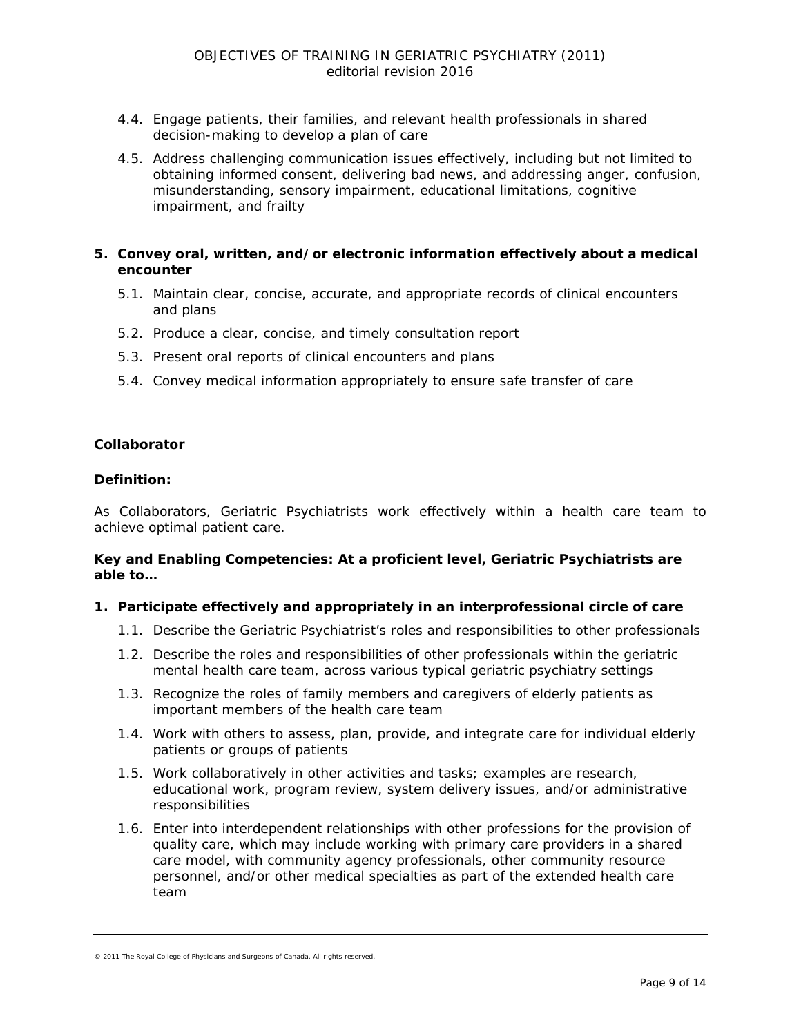4.4. Engage patients, their families, and relevant health professionals in shared decision-making to develop a plan of care

4.5. Address challenging communication issues effectively, including but not limited to obtaining informed consent, delivering bad news, and addressing anger, confusion, misunderstanding, sensory impairment, educational limitations, cognitive impairment, and frailty

**5. Convey oral, written, and/or electronic information effectively about a medical encounter**

5.1. Maintain clear, concise, accurate, and appropriate records of clinical encounters and plans

5.2. Produce a clear, concise, and timely consultation report

5.3. Present oral reports of clinical encounters and plans

5.4. Convey medical information appropriately to ensure safe transfer of care

## Collaborator

**Definition:**

As Collaborators, Geriatric Psychiatrists work effectively within a health care team to achieve optimal patient care.

**Key and Enabling Competencies: At a proficient level, Geriatric Psychiatrists are able to…**

**1. Participate effectively and appropriately in an interprofessional circle of care**

1.1. Describe the Geriatric Psychiatrist's roles and responsibilities to other professionals

1.2. Describe the roles and responsibilities of other professionals within the geriatric mental health care team, across various typical geriatric psychiatry settings

1.3. Recognize the roles of family members and caregivers of elderly patients as important members of the health care team

1.4. Work with others to assess, plan, provide, and integrate care for individual elderly patients or groups of patients

1.5. Work collaboratively in other activities and tasks; examples are research, educational work, program review, system delivery issues, and/or administrative responsibilities

1.6. Enter into interdependent relationships with other professions for the provision of quality care, which may include working with primary care providers in a shared care model, with community agency professionals, other community resource personnel, and/or other medical specialties as part of the extended health care team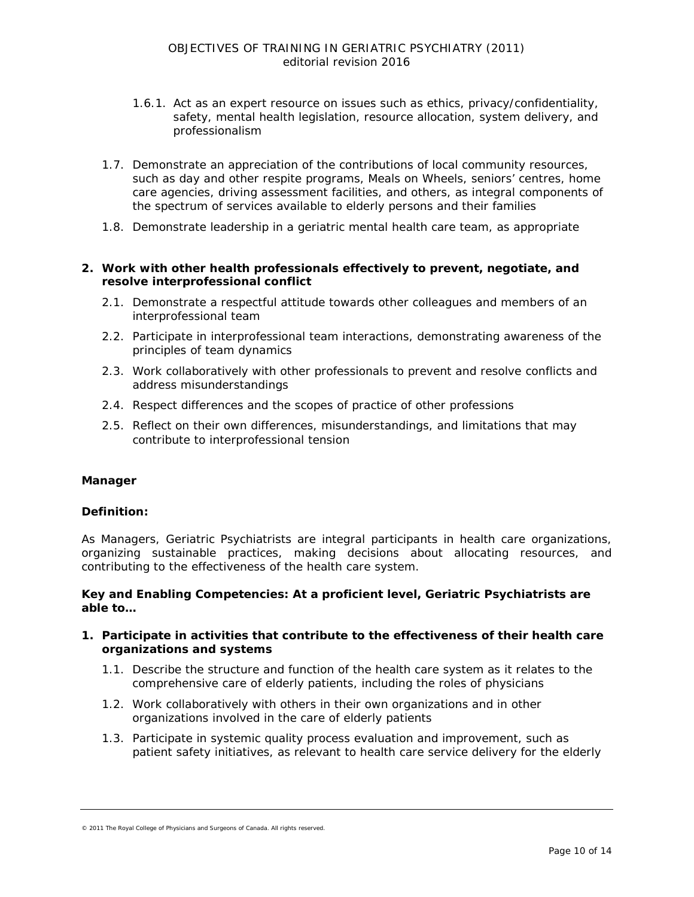1.6.1. Act as an expert resource on issues such as ethics, privacy/confidentiality, safety, mental health legislation, resource allocation, system delivery, and professionalism

1.7. Demonstrate an appreciation of the contributions of local community resources, such as day and other respite programs, Meals on Wheels, seniors' centres, home care agencies, driving assessment facilities, and others, as integral components of the spectrum of services available to elderly persons and their families

1.8. Demonstrate leadership in a geriatric mental health care team, as appropriate

**2. Work with other health professionals effectively to prevent, negotiate, and resolve interprofessional conflict**

2.1. Demonstrate a respectful attitude towards other colleagues and members of an interprofessional team

2.2. Participate in interprofessional team interactions, demonstrating awareness of the principles of team dynamics

2.3. Work collaboratively with other professionals to prevent and resolve conflicts and address misunderstandings

2.4. Respect differences and the scopes of practice of other professions

2.5. Reflect on their own differences, misunderstandings, and limitations that may contribute to interprofessional tension

**Manager**

**Definition:**

As Managers, Geriatric Psychiatrists are integral participants in health care organizations, organizing sustainable practices, making decisions about allocating resources, and contributing to the effectiveness of the health care system.

**Key and Enabling Competencies: At a proficient level, Geriatric Psychiatrists are able to…**

**1. Participate in activities that contribute to the effectiveness of their health care organizations and systems**

1.1. Describe the structure and function of the health care system as it relates to the comprehensive care of elderly patients, including the roles of physicians

1.2. Work collaboratively with others in their own organizations and in other organizations involved in the care of elderly patients

1.3. Participate in systemic quality process evaluation and improvement, such as patient safety initiatives, as relevant to health care service delivery for the elderly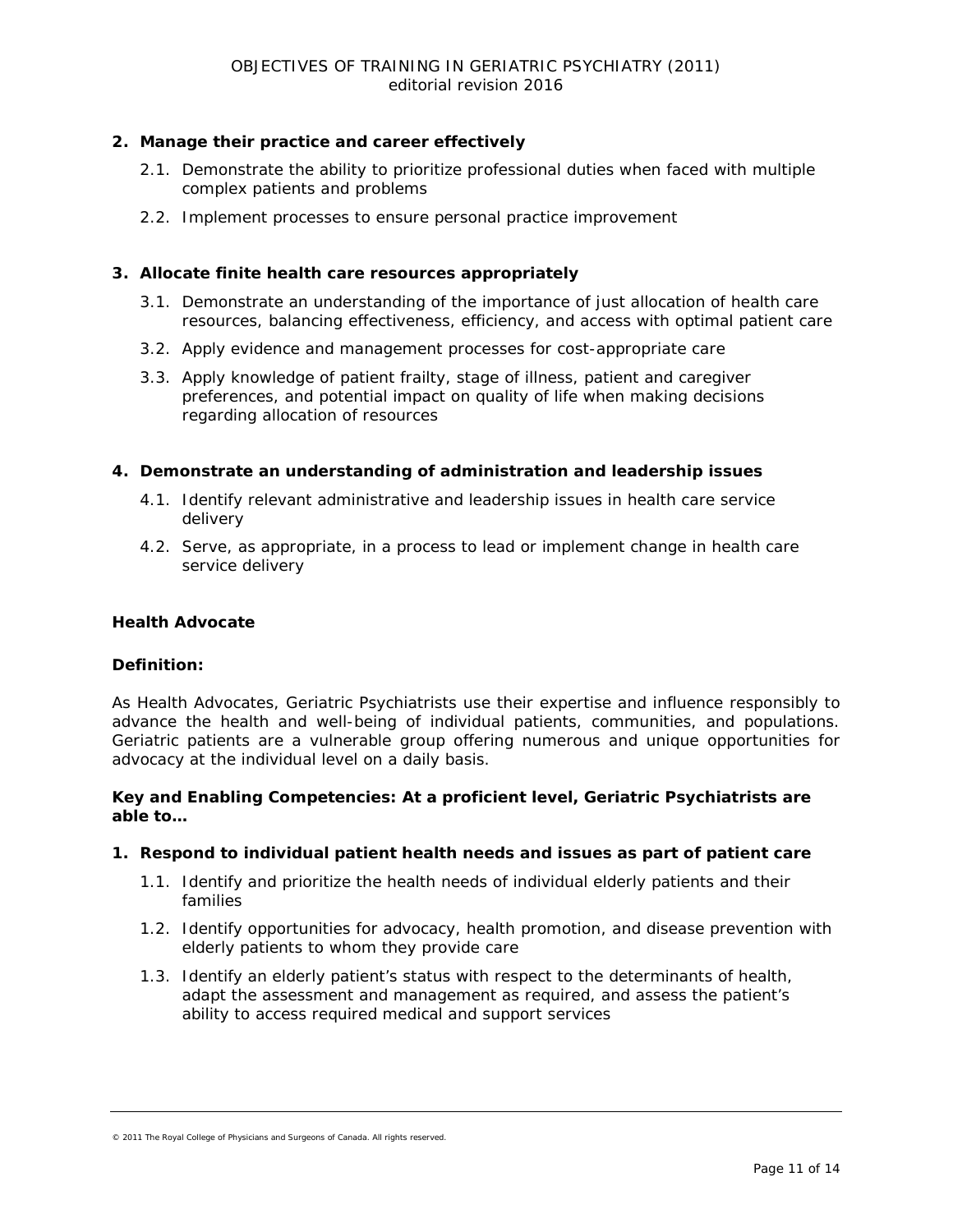**2. Manage their practice and career effectively**

- 2.1. Demonstrate the ability to prioritize professional duties when faced with multiple complex patients and problems
- 2.2. Implement processes to ensure personal practice improvement

**3. Allocate finite health care resources appropriately**

- 3.1. Demonstrate an understanding of the importance of just allocation of health care resources, balancing effectiveness, efficiency, and access with optimal patient care
- 3.2. Apply evidence and management processes for cost-appropriate care
- 3.3. Apply knowledge of patient frailty, stage of illness, patient and caregiver preferences, and potential impact on quality of life when making decisions regarding allocation of resources

**4. Demonstrate an understanding of administration and leadership issues**

- 4.1. Identify relevant administrative and leadership issues in health care service delivery
- 4.2. Serve, as appropriate, in a process to lead or implement change in health care service delivery

## Health Advocate

**Definition:**

As Health Advocates, Geriatric Psychiatrists use their expertise and influence responsibly to advance the health and well-being of individual patients, communities, and populations. Geriatric patients are a vulnerable group offering numerous and unique opportunities for advocacy at the individual level on a daily basis.

**Key and Enabling Competencies: At a proficient level, Geriatric Psychiatrists are able to…**

**1. Respond to individual patient health needs and issues as part of patient care**

- 1.1. Identify and prioritize the health needs of individual elderly patients and their families
- 1.2. Identify opportunities for advocacy, health promotion, and disease prevention with elderly patients to whom they provide care
- 1.3. Identify an elderly patient's status with respect to the determinants of health, adapt the assessment and management as required, and assess the patient's ability to access required medical and support services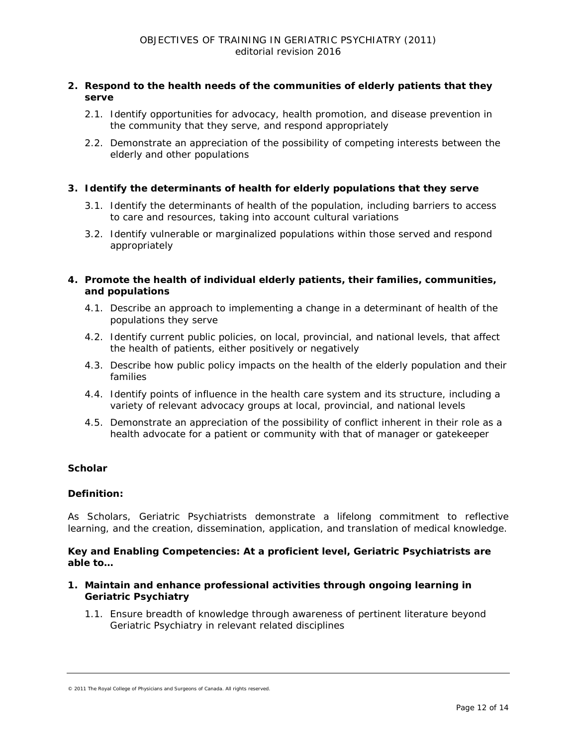2. **Respond to the health needs of the communities of elderly patients that they serve**

    2.1. Identify opportunities for advocacy, health promotion, and disease prevention in the community that they serve, and respond appropriately

    2.2. Demonstrate an appreciation of the possibility of competing interests between the elderly and other populations

3. **Identify the determinants of health for elderly populations that they serve**

    3.1. Identify the determinants of health of the population, including barriers to access to care and resources, taking into account cultural variations

    3.2. Identify vulnerable or marginalized populations within those served and respond appropriately

4. **Promote the health of individual elderly patients, their families, communities, and populations**

    4.1. Describe an approach to implementing a change in a determinant of health of the populations they serve

    4.2. Identify current public policies, on local, provincial, and national levels, that affect the health of patients, either positively or negatively

    4.3. Describe how public policy impacts on the health of the elderly population and their families

    4.4. Identify points of influence in the health care system and its structure, including a variety of relevant advocacy groups at local, provincial, and national levels

    4.5. Demonstrate an appreciation of the possibility of conflict inherent in their role as a health advocate for a patient or community with that of manager or gatekeeper

**Scholar**

**Definition:**

As Scholars, Geriatric Psychiatrists demonstrate a lifelong commitment to reflective learning, and the creation, dissemination, application, and translation of medical knowledge.

**Key and Enabling Competencies: At a proficient level, Geriatric Psychiatrists are able to…**

1. **Maintain and enhance professional activities through ongoing learning in Geriatric Psychiatry**

    1.1. Ensure breadth of knowledge through awareness of pertinent literature beyond Geriatric Psychiatry in relevant related disciplines

© 2011 The Royal College of Physicians and Surgeons of Canada. All rights reserved.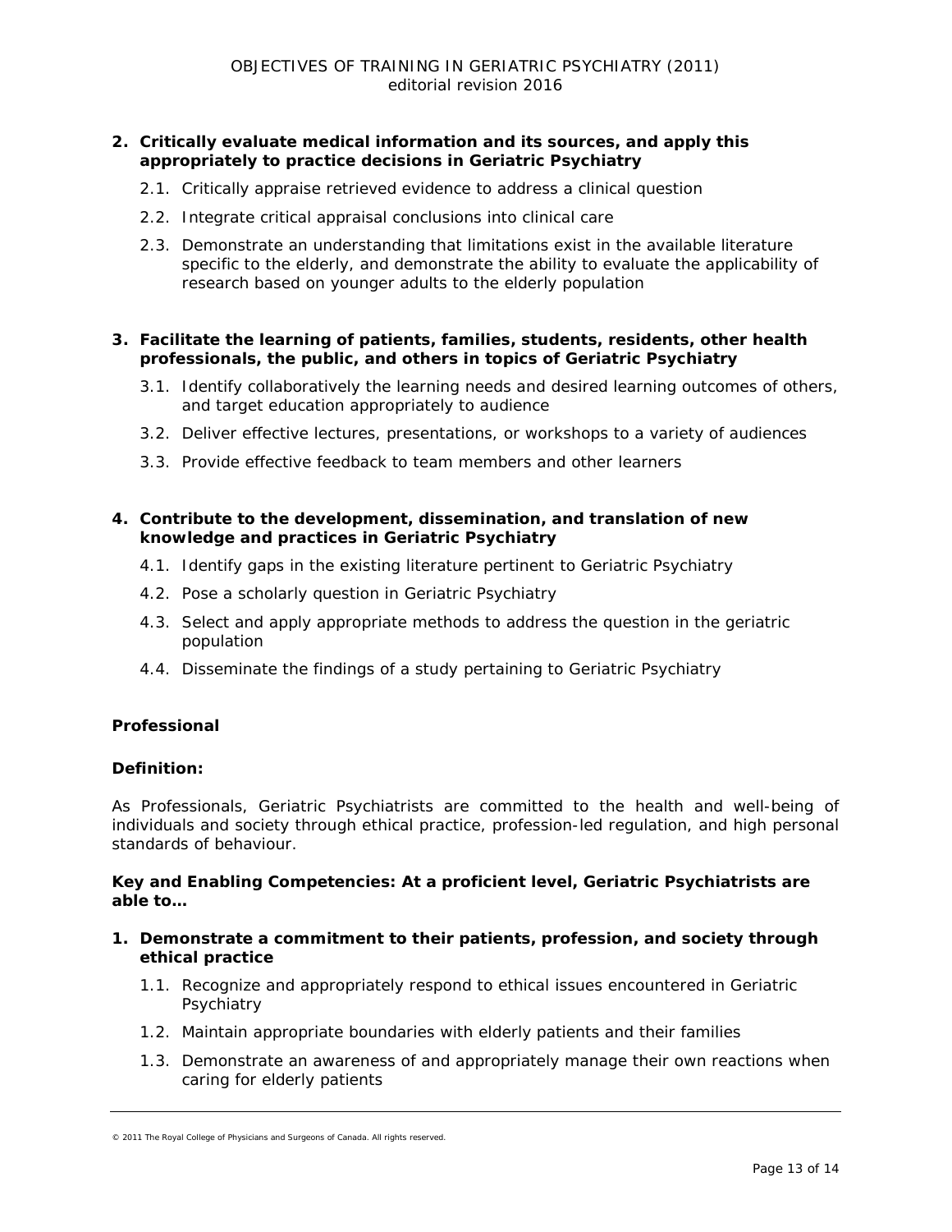2. **Critically evaluate medical information and its sources, and apply this appropriately to practice decisions in Geriatric Psychiatry**
    2.1. Critically appraise retrieved evidence to address a clinical question
    2.2. Integrate critical appraisal conclusions into clinical care
    2.3. Demonstrate an understanding that limitations exist in the available literature specific to the elderly, and demonstrate the ability to evaluate the applicability of research based on younger adults to the elderly population

3. **Facilitate the learning of patients, families, students, residents, other health professionals, the public, and others in topics of Geriatric Psychiatry**
    3.1. Identify collaboratively the learning needs and desired learning outcomes of others, and target education appropriately to audience
    3.2. Deliver effective lectures, presentations, or workshops to a variety of audiences
    3.3. Provide effective feedback to team members and other learners

4. **Contribute to the development, dissemination, and translation of new knowledge and practices in Geriatric Psychiatry**
    4.1. Identify gaps in the existing literature pertinent to Geriatric Psychiatry
    4.2. Pose a scholarly question in Geriatric Psychiatry
    4.3. Select and apply appropriate methods to address the question in the geriatric population
    4.4. Disseminate the findings of a study pertaining to Geriatric Psychiatry

**Professional**

**Definition:**

As Professionals, Geriatric Psychiatrists are committed to the health and well-being of individuals and society through ethical practice, profession-led regulation, and high personal standards of behaviour.

**Key and Enabling Competencies: At a proficient level, Geriatric Psychiatrists are able to…**

1. **Demonstrate a commitment to their patients, profession, and society through ethical practice**
    1.1. Recognize and appropriately respond to ethical issues encountered in Geriatric Psychiatry
    1.2. Maintain appropriate boundaries with elderly patients and their families
    1.3. Demonstrate an awareness of and appropriately manage their own reactions when caring for elderly patients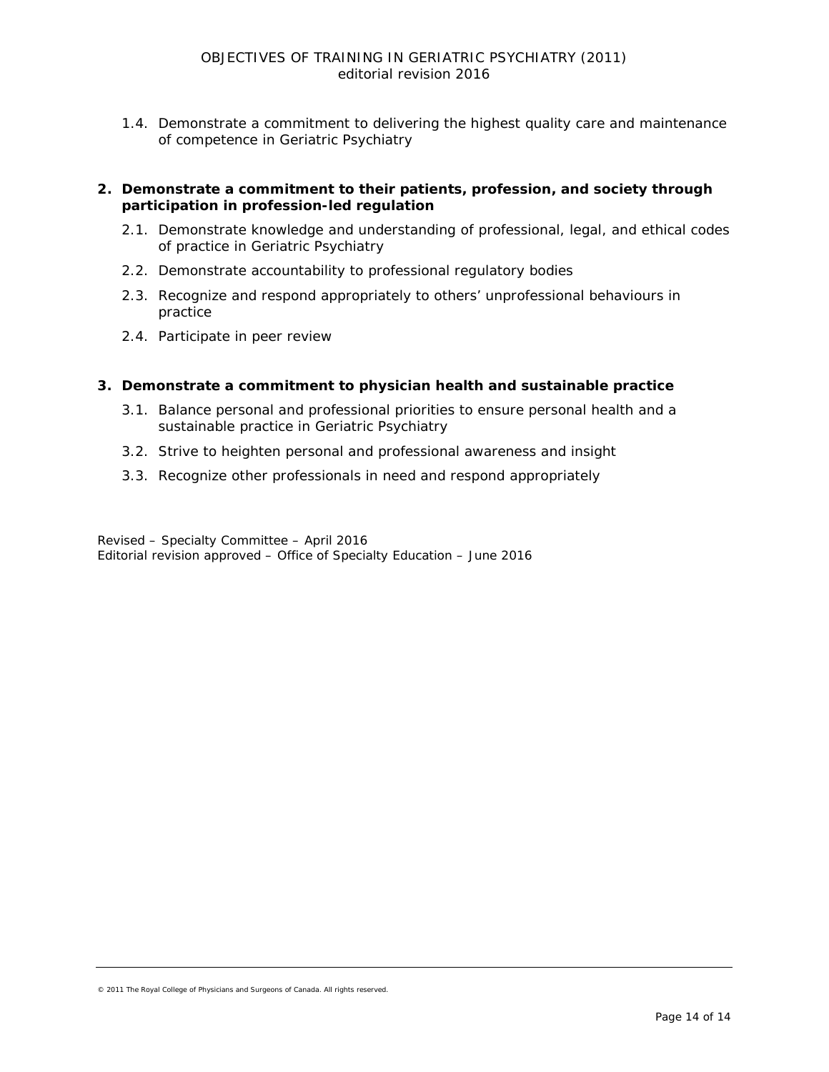1.4. Demonstrate a commitment to delivering the highest quality care and maintenance of competence in Geriatric Psychiatry

**2. Demonstrate a commitment to their patients, profession, and society through participation in profession-led regulation**

2.1. Demonstrate knowledge and understanding of professional, legal, and ethical codes of practice in Geriatric Psychiatry

2.2. Demonstrate accountability to professional regulatory bodies

2.3. Recognize and respond appropriately to others' unprofessional behaviours in practice

2.4. Participate in peer review

**3. Demonstrate a commitment to physician health and sustainable practice**

3.1. Balance personal and professional priorities to ensure personal health and a sustainable practice in Geriatric Psychiatry

3.2. Strive to heighten personal and professional awareness and insight

3.3. Recognize other professionals in need and respond appropriately

Revised – Specialty Committee – April 2016
Editorial revision approved – Office of Specialty Education – June 2016

© 2011 The Royal College of Physicians and Surgeons of Canada. All rights reserved.